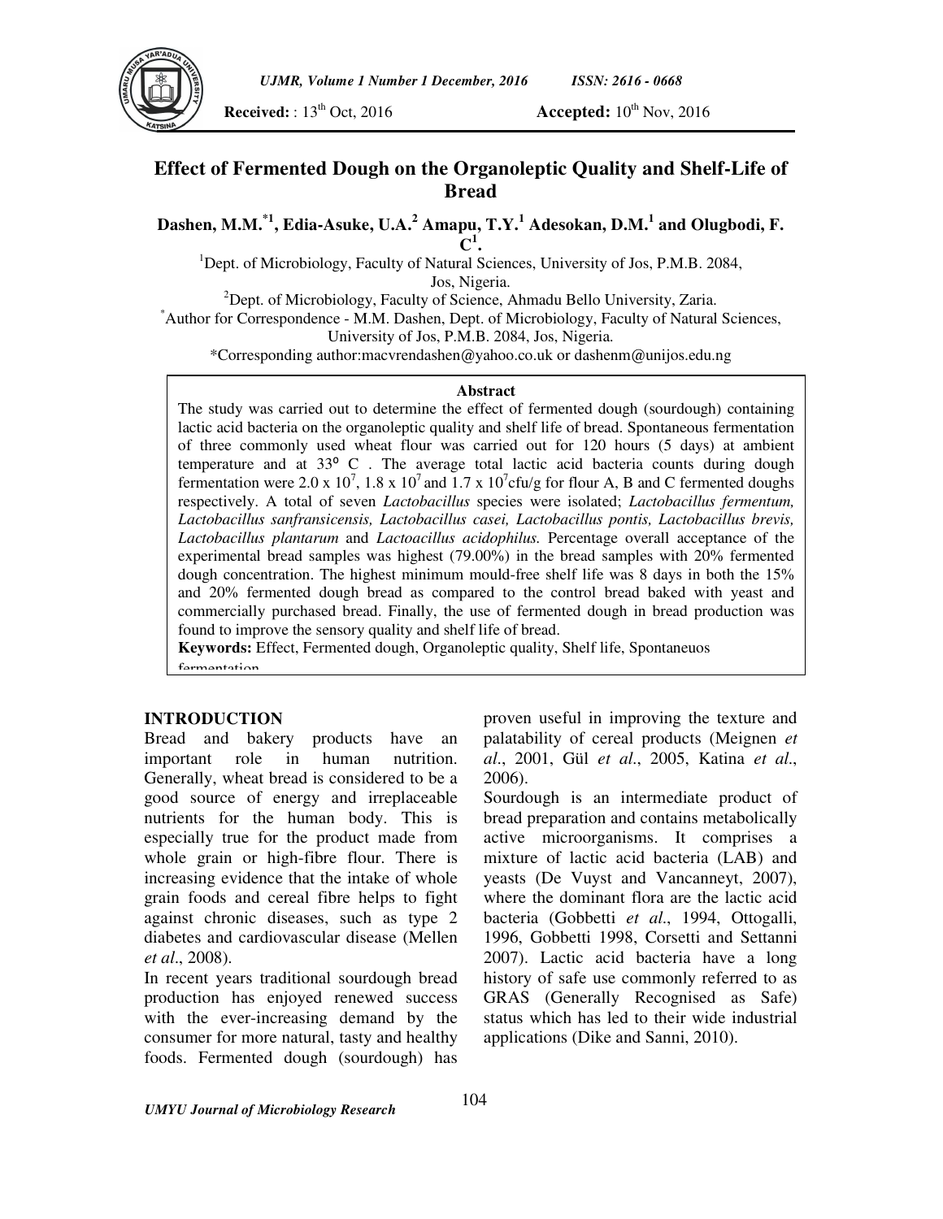**Received:** : 13th Oct, 2016 **Accepted:** 10th Nov, 2016

# Effect of Fermented Dough on the Organoleptic Quality and Shelf-Life of Bread

**Dashen, M.M.[*1], Edia-Asuke, U.A.[2] Amapu, T.Y.[1] Adesokan, D.M.[1] and Olugbodi, F. C[1].**

[1]Dept. of Microbiology, Faculty of Natural Sciences, University of Jos, P.M.B. 2084, Jos, Nigeria.

[2]Dept. of Microbiology, Faculty of Science, Ahmadu Bello University, Zaria.

[*]Author for Correspondence - M.M. Dashen, Dept. of Microbiology, Faculty of Natural Sciences, University of Jos, P.M.B. 2084, Jos, Nigeria.

*Corresponding author:macvrendashen@yahoo.co.uk or dashenm@unijos.edu.ng

## Abstract

The study was carried out to determine the effect of fermented dough (sourdough) containing lactic acid bacteria on the organoleptic quality and shelf life of bread. Spontaneous fermentation of three commonly used wheat flour was carried out for 120 hours (5 days) at ambient temperature and at 33° C . The average total lactic acid bacteria counts during dough fermentation were $2.0 \times 10^7$, $1.8 \times 10^7$ and $1.7 \times 10^7$cfu/g for flour A, B and C fermented doughs respectively. A total of seven *Lactobacillus* species were isolated; *Lactobacillus fermentum, Lactobacillus sanfransicensis, Lactobacillus casei, Lactobacillus pontis, Lactobacillus brevis, Lactobacillus plantarum* and *Lactoacillus acidophilus.* Percentage overall acceptance of the experimental bread samples was highest (79.00%) in the bread samples with 20% fermented dough concentration. The highest minimum mould-free shelf life was 8 days in both the 15% and 20% fermented dough bread as compared to the control bread baked with yeast and commercially purchased bread. Finally, the use of fermented dough in bread production was found to improve the sensory quality and shelf life of bread.

**Keywords:** Effect, Fermented dough, Organoleptic quality, Shelf life, Spontaneuos fermentation

## INTRODUCTION

Bread and bakery products have an important role in human nutrition. Generally, wheat bread is considered to be a good source of energy and irreplaceable nutrients for the human body. This is especially true for the product made from whole grain or high-fibre flour. There is increasing evidence that the intake of whole grain foods and cereal fibre helps to fight against chronic diseases, such as type 2 diabetes and cardiovascular disease (Mellen *et al*., 2008).

In recent years traditional sourdough bread production has enjoyed renewed success with the ever-increasing demand by the consumer for more natural, tasty and healthy foods. Fermented dough (sourdough) has proven useful in improving the texture and palatability of cereal products (Meignen *et al*., 2001, Gül *et al*., 2005, Katina *et al*., 2006).

Sourdough is an intermediate product of bread preparation and contains metabolically active microorganisms. It comprises a mixture of lactic acid bacteria (LAB) and yeasts (De Vuyst and Vancanneyt, 2007), where the dominant flora are the lactic acid bacteria (Gobbetti *et al*., 1994, Ottogalli, 1996, Gobbetti 1998, Corsetti and Settanni 2007). Lactic acid bacteria have a long history of safe use commonly referred to as GRAS (Generally Recognised as Safe) status which has led to their wide industrial applications (Dike and Sanni, 2010).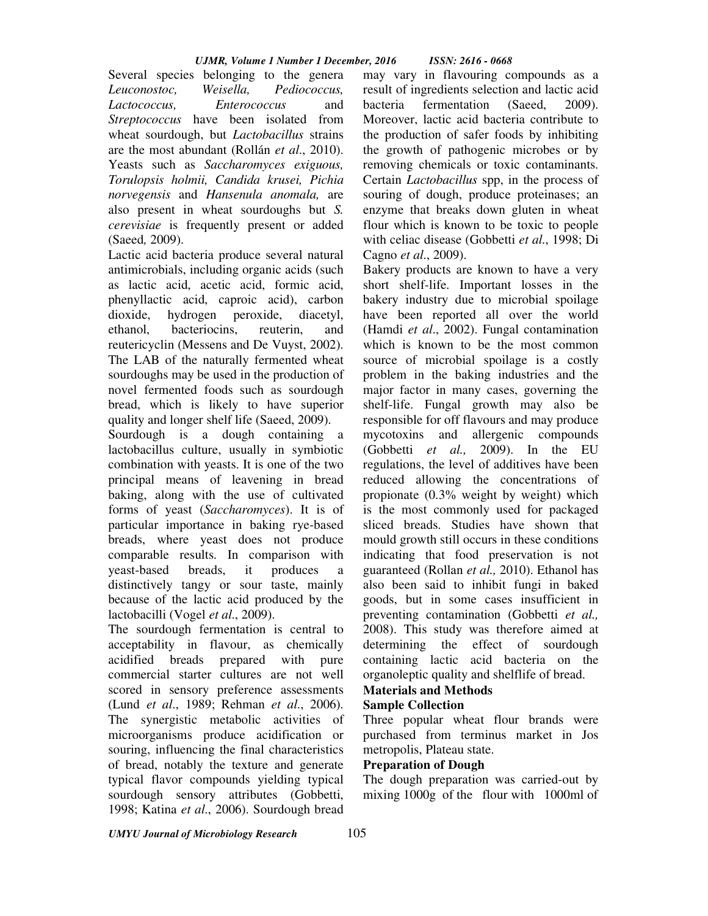Several species belonging to the genera *Leuconostoc, Weisella, Pediococcus, Lactococcus, Enterococcus* and *Streptococcus* have been isolated from wheat sourdough, but *Lactobacillus* strains are the most abundant (Rollán *et al*., 2010). Yeasts such as *Saccharomyces exiguous, Torulopsis holmii, Candida krusei, Pichia norvegensis* and *Hansenula anomala,* are also present in wheat sourdoughs but *S. cerevisiae* is frequently present or added (Saeed*,* 2009).

Lactic acid bacteria produce several natural antimicrobials, including organic acids (such as lactic acid, acetic acid, formic acid, phenyllactic acid, caproic acid), carbon dioxide, hydrogen peroxide, diacetyl, ethanol, bacteriocins, reuterin, and reutericyclin (Messens and De Vuyst, 2002). The LAB of the naturally fermented wheat sourdoughs may be used in the production of novel fermented foods such as sourdough bread, which is likely to have superior quality and longer shelf life (Saeed, 2009).

Sourdough is a dough containing a lactobacillus culture, usually in symbiotic combination with yeasts. It is one of the two principal means of leavening in bread baking, along with the use of cultivated forms of yeast (*Saccharomyces*). It is of particular importance in baking rye-based breads, where yeast does not produce comparable results. In comparison with yeast-based breads, it produces a distinctively tangy or sour taste, mainly because of the lactic acid produced by the lactobacilli (Vogel *et al*., 2009).

The sourdough fermentation is central to acceptability in flavour, as chemically acidified breads prepared with pure commercial starter cultures are not well scored in sensory preference assessments (Lund *et al*., 1989; Rehman *et al*., 2006). The synergistic metabolic activities of microorganisms produce acidification or souring, influencing the final characteristics of bread, notably the texture and generate typical flavor compounds yielding typical sourdough sensory attributes (Gobbetti, 1998; Katina *et al*., 2006). Sourdough bread may vary in flavouring compounds as a result of ingredients selection and lactic acid bacteria fermentation (Saeed, 2009). Moreover, lactic acid bacteria contribute to the production of safer foods by inhibiting the growth of pathogenic microbes or by removing chemicals or toxic contaminants. Certain *Lactobacillus* spp, in the process of souring of dough, produce proteinases; an enzyme that breaks down gluten in wheat flour which is known to be toxic to people with celiac disease (Gobbetti *et al*., 1998; Di Cagno *et al*., 2009).

Bakery products are known to have a very short shelf-life. Important losses in the bakery industry due to microbial spoilage have been reported all over the world (Hamdi *et al*., 2002). Fungal contamination which is known to be the most common source of microbial spoilage is a costly problem in the baking industries and the major factor in many cases, governing the shelf-life. Fungal growth may also be responsible for off flavours and may produce mycotoxins and allergenic compounds (Gobbetti *et al.,* 2009). In the EU regulations, the level of additives have been reduced allowing the concentrations of propionate (0.3% weight by weight) which is the most commonly used for packaged sliced breads. Studies have shown that mould growth still occurs in these conditions indicating that food preservation is not guaranteed (Rollan *et al.,* 2010). Ethanol has also been said to inhibit fungi in baked goods, but in some cases insufficient in preventing contamination (Gobbetti *et al.,* 2008). This study was therefore aimed at determining the effect of sourdough containing lactic acid bacteria on the organoleptic quality and shelflife of bread.

## Materials and Methods

### Sample Collection

Three popular wheat flour brands were purchased from terminus market in Jos metropolis, Plateau state.

### Preparation of Dough

The dough preparation was carried-out by mixing 1000g of the flour with 1000ml of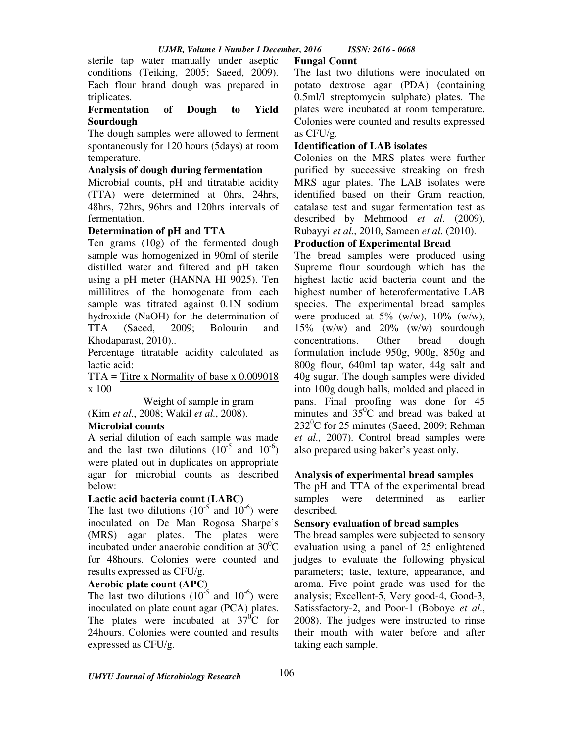sterile tap water manually under aseptic conditions (Teiking, 2005; Saeed, 2009). Each flour brand dough was prepared in triplicates.

**Fermentation of Dough to Yield Sourdough**

The dough samples were allowed to ferment spontaneously for 120 hours (5days) at room temperature.

**Analysis of dough during fermentation**

Microbial counts, pH and titratable acidity (TTA) were determined at 0hrs, 24hrs, 48hrs, 72hrs, 96hrs and 120hrs intervals of fermentation.

**Determination of pH and TTA**

Ten grams (10g) of the fermented dough sample was homogenized in 90ml of sterile distilled water and filtered and pH taken using a pH meter (HANNA HI 9025). Ten millilitres of the homogenate from each sample was titrated against 0.1N sodium hydroxide (NaOH) for the determination of TTA (Saeed, 2009; Bolourin and Khodaparast, 2010)..

Percentage titratable acidity calculated as lactic acid:

$$TTA = \frac{\text{Titre} \times \text{Normality of base} \times 0.009018 \times 100}{\text{Weight of sample in gram}}$$

(Kim *et al*., 2008; Wakil *et al*., 2008).

**Microbial counts**

A serial dilution of each sample was made and the last two dilutions ($10^{-5}$ and $10^{-6}$) were plated out in duplicates on appropriate agar for microbial counts as described below:

**Lactic acid bacteria count (LABC)**

The last two dilutions ($10^{-5}$ and $10^{-6}$) were inoculated on De Man Rogosa Sharpe's (MRS) agar plates. The plates were incubated under anaerobic condition at $30^0$C for 48hours. Colonies were counted and results expressed as CFU/g.

**Aerobic plate count (APC)**

The last two dilutions ($10^{-5}$ and $10^{-6}$) were inoculated on plate count agar (PCA) plates. The plates were incubated at $37^0$C for 24hours. Colonies were counted and results expressed as CFU/g.

**Fungal Count**

The last two dilutions were inoculated on potato dextrose agar (PDA) (containing 0.5ml/l streptomycin sulphate) plates. The plates were incubated at room temperature. Colonies were counted and results expressed as CFU/g.

**Identification of LAB isolates**

Colonies on the MRS plates were further purified by successive streaking on fresh MRS agar plates. The LAB isolates were identified based on their Gram reaction, catalase test and sugar fermentation test as described by Mehmood *et al*. (2009), Rubayyi *et al*., 2010, Sameen *et al*. (2010).

**Production of Experimental Bread**

The bread samples were produced using Supreme flour sourdough which has the highest lactic acid bacteria count and the highest number of heterofermentative LAB species. The experimental bread samples were produced at 5% (w/w), 10% (w/w), 15% (w/w) and 20% (w/w) sourdough concentrations. Other bread dough formulation include 950g, 900g, 850g and 800g flour, 640ml tap water, 44g salt and 40g sugar. The dough samples were divided into 100g dough balls, molded and placed in pans. Final proofing was done for 45 minutes and $35^0$C and bread was baked at $232^0$C for 25 minutes (Saeed, 2009; Rehman *et al*., 2007). Control bread samples were also prepared using baker's yeast only.

**Analysis of experimental bread samples**

The pH and TTA of the experimental bread samples were determined as earlier described.

**Sensory evaluation of bread samples**

The bread samples were subjected to sensory evaluation using a panel of 25 enlightened judges to evaluate the following physical parameters; taste, texture, appearance, and aroma. Five point grade was used for the analysis; Excellent-5, Very good-4, Good-3, Satisfactory-2, and Poor-1 (Boboye *et al*., 2008). The judges were instructed to rinse their mouth with water before and after taking each sample.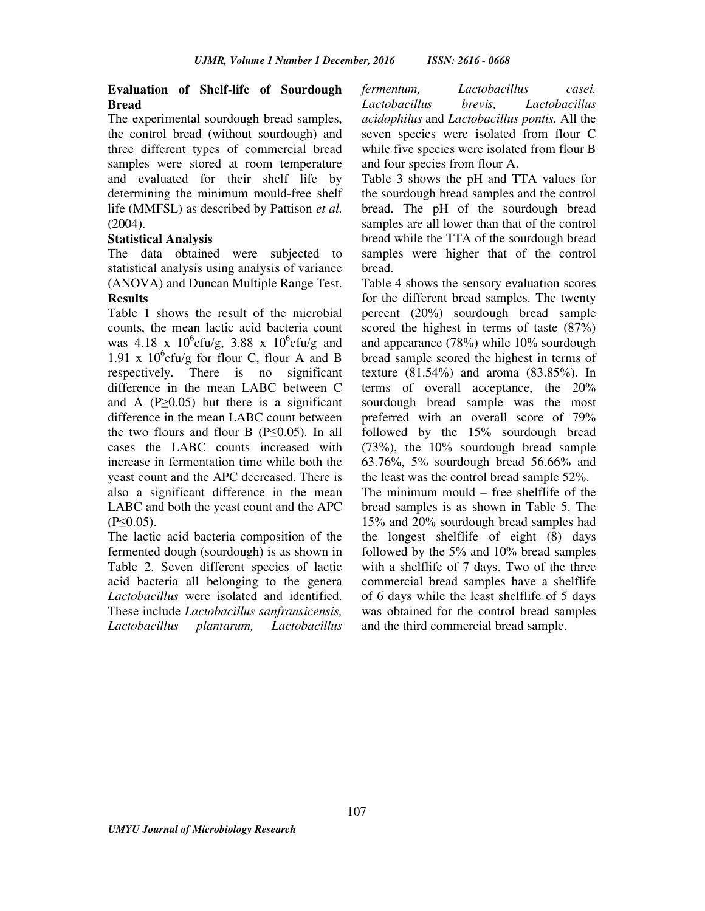**Evaluation of Shelf-life of Sourdough Bread**

The experimental sourdough bread samples, the control bread (without sourdough) and three different types of commercial bread samples were stored at room temperature and evaluated for their shelf life by determining the minimum mould-free shelf life (MMFSL) as described by Pattison *et al.* (2004).

**Statistical Analysis**

The data obtained were subjected to statistical analysis using analysis of variance (ANOVA) and Duncan Multiple Range Test.

**Results**

Table 1 shows the result of the microbial counts, the mean lactic acid bacteria count was 4.18 x $10^6$cfu/g, 3.88 x $10^6$cfu/g and 1.91 x $10^6$cfu/g for flour C, flour A and B respectively. There is no significant difference in the mean LABC between C and A ($P \geq 0.05$) but there is a significant difference in the mean LABC count between the two flours and flour B ($P \leq 0.05$). In all cases the LABC counts increased with increase in fermentation time while both the yeast count and the APC decreased. There is also a significant difference in the mean LABC and both the yeast count and the APC ($P \leq 0.05$).

The lactic acid bacteria composition of the fermented dough (sourdough) is as shown in Table 2. Seven different species of lactic acid bacteria all belonging to the genera *Lactobacillus* were isolated and identified. These include *Lactobacillus sanfransicensis, Lactobacillus plantarum, Lactobacillus fermentum, Lactobacillus casei, Lactobacillus brevis, Lactobacillus acidophilus* and *Lactobacillus pontis.* All the seven species were isolated from flour C while five species were isolated from flour B and four species from flour A.

Table 3 shows the pH and TTA values for the sourdough bread samples and the control bread. The pH of the sourdough bread samples are all lower than that of the control bread while the TTA of the sourdough bread samples were higher that of the control bread.

Table 4 shows the sensory evaluation scores for the different bread samples. The twenty percent (20%) sourdough bread sample scored the highest in terms of taste (87%) and appearance (78%) while 10% sourdough bread sample scored the highest in terms of texture (81.54%) and aroma (83.85%). In terms of overall acceptance, the 20% sourdough bread sample was the most preferred with an overall score of 79% followed by the 15% sourdough bread (73%), the 10% sourdough bread sample 63.76%, 5% sourdough bread 56.66% and the least was the control bread sample 52%.

The minimum mould – free shelflife of the bread samples is as shown in Table 5. The 15% and 20% sourdough bread samples had the longest shelflife of eight (8) days followed by the 5% and 10% bread samples with a shelflife of 7 days. Two of the three commercial bread samples have a shelflife of 6 days while the least shelflife of 5 days was obtained for the control bread samples and the third commercial bread sample.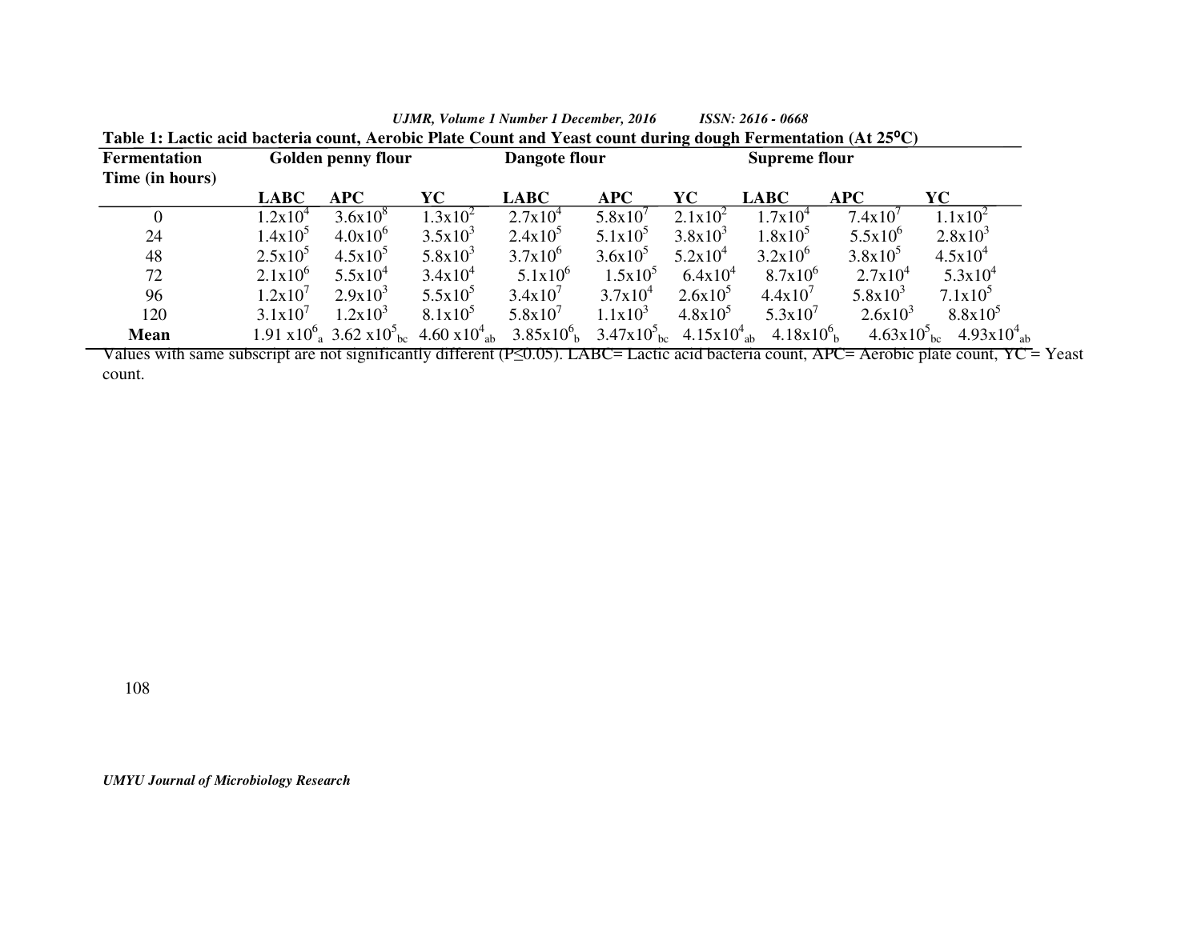**Table 1: Lactic acid bacteria count, Aerobic Plate Count and Yeast count during dough Fermentation (At 25°C)**

| Fermentation Time (in hours) | Golden penny flour | | | Dangote flour | | | Supreme flour | | |
|---|---|---|---|---|---|---|---|---|---|
| | LABC | APC | YC | LABC | APC | YC | LABC | APC | YC |
| 0 | $1.2x10^4$ | $3.6x10^8$ | $1.3x10^2$ | $2.7x10^4$ | $5.8x10^7$ | $2.1x10^2$ | $1.7x10^4$ | $7.4x10^7$ | $1.1x10^2$ |
| 24 | $1.4x10^5$ | $4.0x10^6$ | $3.5x10^3$ | $2.4x10^5$ | $5.1x10^5$ | $3.8x10^3$ | $1.8x10^5$ | $5.5x10^6$ | $2.8x10^3$ |
| 48 | $2.5x10^5$ | $4.5x10^5$ | $5.8x10^3$ | $3.7x10^6$ | $3.6x10^5$ | $5.2x10^4$ | $3.2x10^6$ | $3.8x10^5$ | $4.5x10^4$ |
| 72 | $2.1x10^6$ | $5.5x10^4$ | $3.4x10^4$ | $5.1x10^6$ | $1.5x10^5$ | $6.4x10^4$ | $8.7x10^6$ | $2.7x10^4$ | $5.3x10^4$ |
| 96 | $1.2x10^7$ | $2.9x10^3$ | $5.5x10^5$ | $3.4x10^7$ | $3.7x10^4$ | $2.6x10^5$ | $4.4x10^7$ | $5.8x10^3$ | $7.1x10^5$ |
| 120 | $3.1x10^7$ | $1.2x10^3$ | $8.1x10^5$ | $5.8x10^7$ | $1.1x10^3$ | $4.8x10^5$ | $5.3x10^7$ | $2.6x10^3$ | $8.8x10^5$ |
| **Mean** | $1.91 x10^6{}_{a}$ | $3.62 x10^5{}_{bc}$ | $4.60 x10^4{}_{ab}$ | $3.85x10^6{}_{b}$ | $3.47x10^5{}_{bc}$ | $4.15x10^4{}_{ab}$ | $4.18x10^6{}_{b}$ | $4.63x10^5{}_{bc}$ | $4.93x10^4{}_{ab}$ |

Values with same subscript are not significantly different ($P \leq 0.05$). LABC= Lactic acid bacteria count, APC= Aerobic plate count, YC = Yeast count.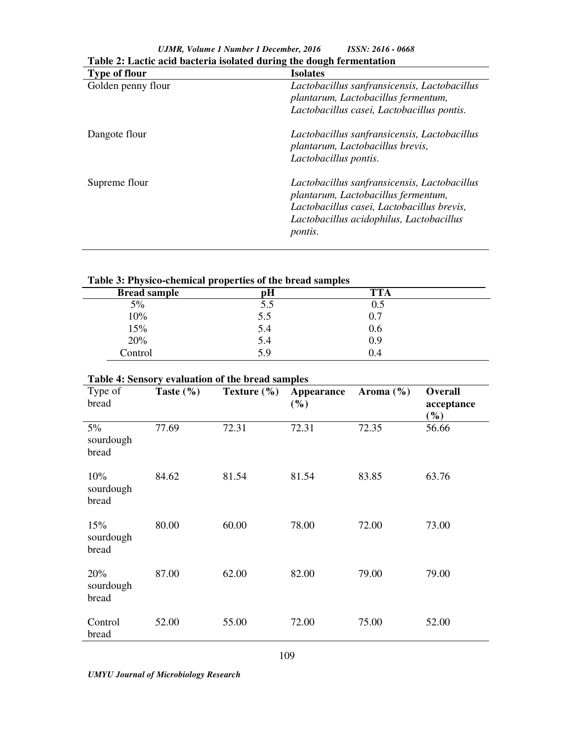**Table 2: Lactic acid bacteria isolated during the dough fermentation**

| Type of flour | Isolates |
|---|---|
| Golden penny flour | *Lactobacillus sanfransicensis, Lactobacillus plantarum, Lactobacillus fermentum, Lactobacillus casei, Lactobacillus pontis.* |
| Dangote flour | *Lactobacillus sanfransicensis, Lactobacillus plantarum, Lactobacillus brevis, Lactobacillus pontis.* |
| Supreme flour | *Lactobacillus sanfransicensis, Lactobacillus plantarum, Lactobacillus fermentum, Lactobacillus casei, Lactobacillus brevis, Lactobacillus acidophilus, Lactobacillus pontis.* |

**Table 3: Physico-chemical properties of the bread samples**

| Bread sample | pH | TTA |
|---|---|---|
| 5% | 5.5 | 0.5 |
| 10% | 5.5 | 0.7 |
| 15% | 5.4 | 0.6 |
| 20% | 5.4 | 0.9 |
| Control | 5.9 | 0.4 |

**Table 4: Sensory evaluation of the bread samples**

| Type of bread | Taste (%) | Texture (%) | Appearance (%) | Aroma (%) | Overall acceptance (%) |
|---|---|---|---|---|---|
| 5% sourdough bread | 77.69 | 72.31 | 72.31 | 72.35 | 56.66 |
| 10% sourdough bread | 84.62 | 81.54 | 81.54 | 83.85 | 63.76 |
| 15% sourdough bread | 80.00 | 60.00 | 78.00 | 72.00 | 73.00 |
| 20% sourdough bread | 87.00 | 62.00 | 82.00 | 79.00 | 79.00 |
| Control bread | 52.00 | 55.00 | 72.00 | 75.00 | 52.00 |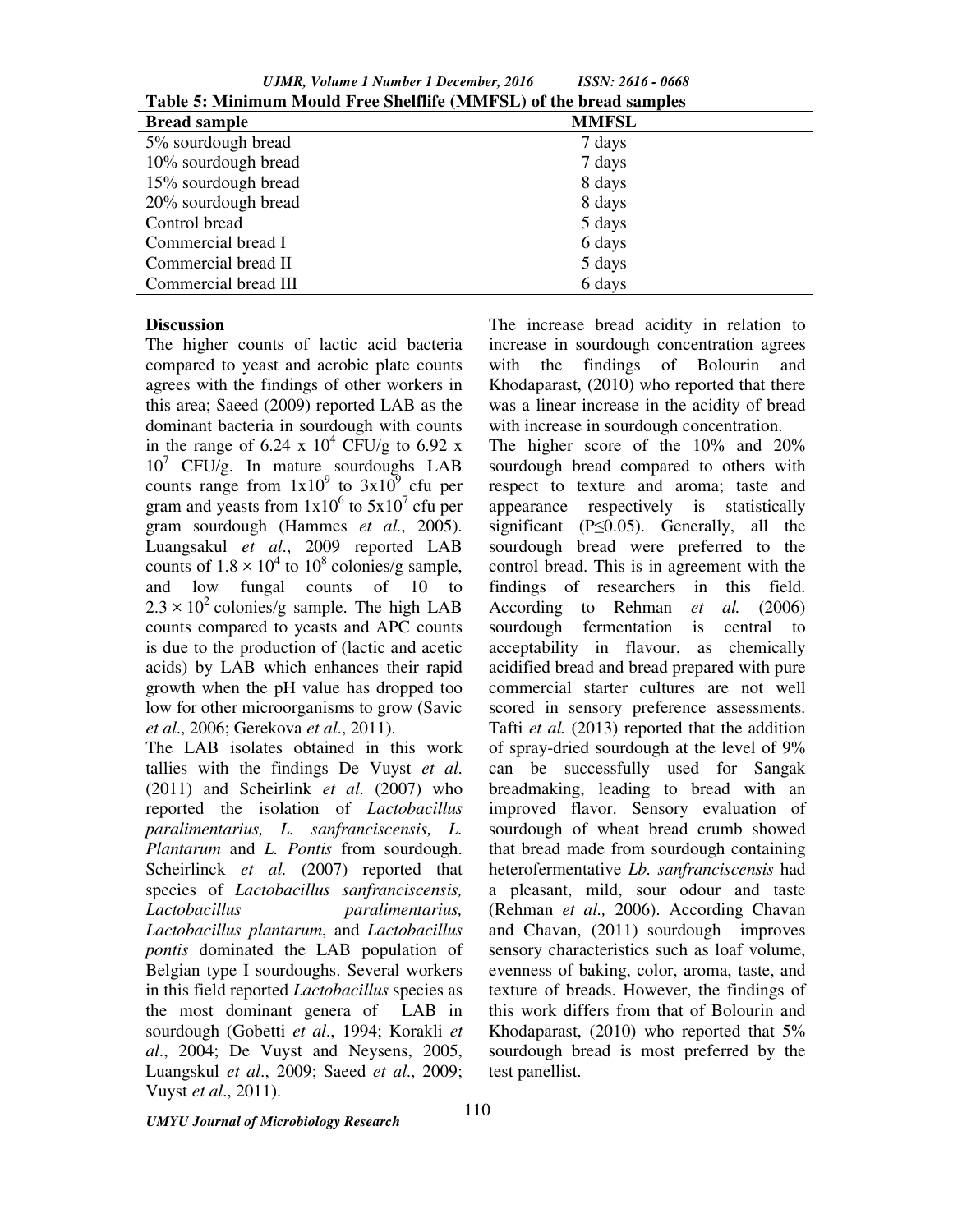**Table 5: Minimum Mould Free Shelflife (MMFSL) of the bread samples**

| Bread sample | MMFSL |
|---|---|
| 5% sourdough bread | 7 days |
| 10% sourdough bread | 7 days |
| 15% sourdough bread | 8 days |
| 20% sourdough bread | 8 days |
| Control bread | 5 days |
| Commercial bread I | 6 days |
| Commercial bread II | 5 days |
| Commercial bread III | 6 days |

**Discussion**

The higher counts of lactic acid bacteria compared to yeast and aerobic plate counts agrees with the findings of other workers in this area; Saeed (2009) reported LAB as the dominant bacteria in sourdough with counts in the range of $6.24 \times 10^4$ CFU/g to $6.92 \times 10^7$ CFU/g. In mature sourdoughs LAB counts range from $1 \times 10^9$ to $3 \times 10^9$ cfu per gram and yeasts from $1 \times 10^6$ to $5 \times 10^7$ cfu per gram sourdough (Hammes *et al*., 2005). Luangsakul *et al*., 2009 reported LAB counts of $1.8 \times 10^4$ to $10^8$ colonies/g sample, and low fungal counts of 10 to $2.3 \times 10^2$ colonies/g sample. The high LAB counts compared to yeasts and APC counts is due to the production of (lactic and acetic acids) by LAB which enhances their rapid growth when the pH value has dropped too low for other microorganisms to grow (Savic *et al*., 2006; Gerekova *et al*., 2011).

The LAB isolates obtained in this work tallies with the findings De Vuyst *et al.* (2011) and Scheirlink *et al.* (2007) who reported the isolation of *Lactobacillus paralimentarius, L. sanfranciscensis, L. Plantarum* and *L. Pontis* from sourdough. Scheirlinck *et al.* (2007) reported that species of *Lactobacillus sanfranciscensis, Lactobacillus paralimentarius, Lactobacillus plantarum*, and *Lactobacillus pontis* dominated the LAB population of Belgian type I sourdoughs. Several workers in this field reported *Lactobacillus* species as the most dominant genera of LAB in sourdough (Gobetti *et al*., 1994; Korakli *et al*., 2004; De Vuyst and Neysens, 2005, Luangskul *et al*., 2009; Saeed *et al*., 2009; Vuyst *et al*., 2011).

The increase bread acidity in relation to increase in sourdough concentration agrees with the findings of Bolourin and Khodaparast, (2010) who reported that there was a linear increase in the acidity of bread with increase in sourdough concentration.

The higher score of the 10% and 20% sourdough bread compared to others with respect to texture and aroma; taste and appearance respectively is statistically significant ($P \leq 0.05$). Generally, all the sourdough bread were preferred to the control bread. This is in agreement with the findings of researchers in this field. According to Rehman *et al.* (2006) sourdough fermentation is central to acceptability in flavour, as chemically acidified bread and bread prepared with pure commercial starter cultures are not well scored in sensory preference assessments. Tafti *et al.* (2013) reported that the addition of spray-dried sourdough at the level of 9% can be successfully used for Sangak breadmaking, leading to bread with an improved flavor. Sensory evaluation of sourdough of wheat bread crumb showed that bread made from sourdough containing heterofermentative *Lb. sanfranciscensis* had a pleasant, mild, sour odour and taste (Rehman *et al.,* 2006). According Chavan and Chavan, (2011) sourdough improves sensory characteristics such as loaf volume, evenness of baking, color, aroma, taste, and texture of breads. However, the findings of this work differs from that of Bolourin and Khodaparast, (2010) who reported that 5% sourdough bread is most preferred by the test panellist.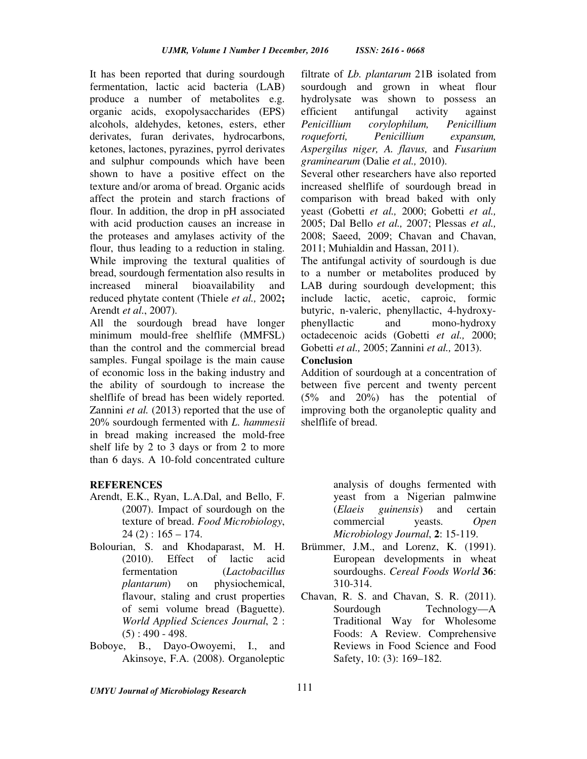It has been reported that during sourdough fermentation, lactic acid bacteria (LAB) produce a number of metabolites e.g. organic acids, exopolysaccharides (EPS) alcohols, aldehydes, ketones, esters, ether derivates, furan derivates, hydrocarbons, ketones, lactones, pyrazines, pyrrol derivates and sulphur compounds which have been shown to have a positive effect on the texture and/or aroma of bread. Organic acids affect the protein and starch fractions of flour. In addition, the drop in pH associated with acid production causes an increase in the proteases and amylases activity of the flour, thus leading to a reduction in staling. While improving the textural qualities of bread, sourdough fermentation also results in increased mineral bioavailability and reduced phytate content (Thiele *et al.,* 2002**;** Arendt *et al*., 2007).

All the sourdough bread have longer minimum mould-free shelflife (MMFSL) than the control and the commercial bread samples. Fungal spoilage is the main cause of economic loss in the baking industry and the ability of sourdough to increase the shelflife of bread has been widely reported. Zannini *et al.* (2013) reported that the use of 20% sourdough fermented with *L. hammesii* in bread making increased the mold-free shelf life by 2 to 3 days or from 2 to more than 6 days. A 10-fold concentrated culture filtrate of *Lb. plantarum* 21B isolated from sourdough and grown in wheat flour hydrolysate was shown to possess an efficient antifungal activity against *Penicillium corylophilum, Penicillium roqueforti, Penicillium expansum, Aspergilus niger, A. flavus,* and *Fusarium graminearum* (Dalie *et al.,* 2010).

Several other researchers have also reported increased shelflife of sourdough bread in comparison with bread baked with only yeast (Gobetti *et al.,* 2000; Gobetti *et al.,* 2005; Dal Bello *et al.,* 2007; Plessas *et al.,* 2008; Saeed, 2009; Chavan and Chavan, 2011; Muhialdin and Hassan, 2011).

The antifungal activity of sourdough is due to a number or metabolites produced by LAB during sourdough development; this include lactic, acetic, caproic, formic butyric, n-valeric, phenyllactic, 4-hydroxy-phenyllactic and mono-hydroxy octadecenoic acids (Gobetti *et al.,* 2000; Gobetti *et al.,* 2005; Zannini *et al.,* 2013).

**Conclusion**

Addition of sourdough at a concentration of between five percent and twenty percent (5% and 20%) has the potential of improving both the organoleptic quality and shelflife of bread.

**REFERENCES**

Arendt, E.K., Ryan, L.A.Dal, and Bello, F. (2007). Impact of sourdough on the texture of bread. *Food Microbiology*, 24 (2) : 165 – 174.

Bolourian, S. and Khodaparast, M. H. (2010). Effect of lactic acid fermentation (*Lactobacillus plantarum*) on physiochemical, flavour, staling and crust properties of semi volume bread (Baguette). *World Applied Sciences Journal*, 2 : (5) : 490 - 498.

Boboye, B., Dayo-Owoyemi, I., and Akinsoye, F.A. (2008). Organoleptic analysis of doughs fermented with yeast from a Nigerian palmwine (*Elaeis guinensis*) and certain commercial yeasts. *Open Microbiology Journal*, **2**: 15-119.

Brümmer, J.M., and Lorenz, K. (1991). European developments in wheat sourdoughs. *Cereal Foods World* **36**: 310-314.

Chavan, R. S. and Chavan, S. R. (2011). Sourdough Technology—A Traditional Way for Wholesome Foods: A Review. Comprehensive Reviews in Food Science and Food Safety, 10: (3): 169–182.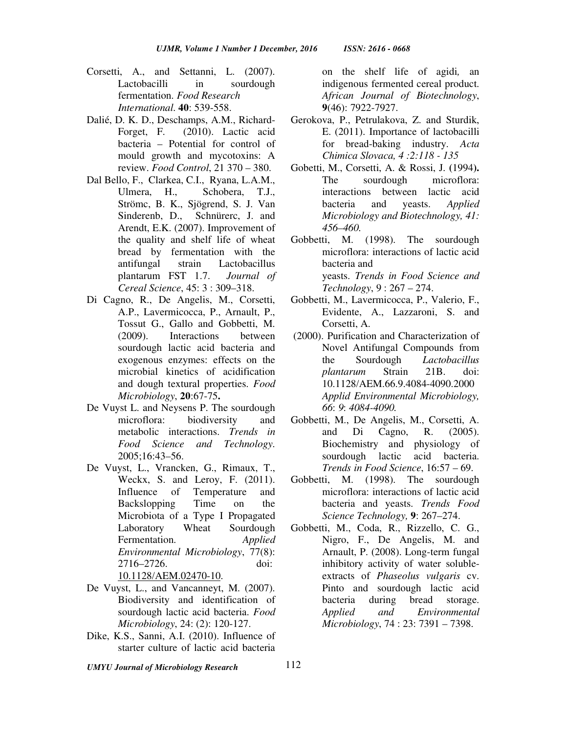Corsetti, A., and Settanni, L. (2007). Lactobacilli in sourdough fermentation. *Food Research International*. **40**: 539-558.

Dalié, D. K. D., Deschamps, A.M., Richard-Forget, F. (2010). Lactic acid bacteria – Potential for control of mould growth and mycotoxins: A review. *Food Control*, 21 370 – 380.

Dal Bello, F., Clarkea, C.I., Ryana, L.A.M., Ulmera, H., Schobera, T.J., Strömc, B. K., Sjögrend, S. J. Van Sinderenb, D., Schnürerc, J. and Arendt, E.K. (2007). Improvement of the quality and shelf life of wheat bread by fermentation with the antifungal strain Lactobacillus plantarum FST 1.7. *Journal of Cereal Science*, 45: 3 : 309–318.

Di Cagno, R., De Angelis, M., Corsetti, A.P., Lavermicocca, P., Arnault, P., Tossut G., Gallo and Gobbetti, M. (2009). Interactions between sourdough lactic acid bacteria and exogenous enzymes: effects on the microbial kinetics of acidification and dough textural properties. *Food Microbiology*, **20**:67-75**.**

De Vuyst L. and Neysens P. The sourdough microflora: biodiversity and metabolic interactions. *Trends in Food Science and Technology.* 2005;16:43–56.

De Vuyst, L., Vrancken, G., Rimaux, T., Weckx, S. and Leroy, F. (2011). Influence of Temperature and Backslopping Time on the Microbiota of a Type I Propagated Laboratory Wheat Sourdough Fermentation. *Applied Environmental Microbiology*, 77(8): 2716–2726. doi: 10.1128/AEM.02470-10.

De Vuyst, L., and Vancanneyt, M. (2007). Biodiversity and identification of sourdough lactic acid bacteria. *Food Microbiology*, 24: (2): 120-127.

Dike, K.S., Sanni, A.I. (2010). Influence of starter culture of lactic acid bacteria on the shelf life of agidi*,* an indigenous fermented cereal product. *African Journal of Biotechnology*, **9**(46): 7922-7927.

Gerokova, P., Petrulakova, Z. and Sturdik, E. (2011). Importance of lactobacilli for bread-baking industry. *Acta Chimica Slovaca, 4 :2:118 - 135*

Gobetti, M., Corsetti, A. & Rossi, J. **(**1994)**.** The sourdough microflora: interactions between lactic acid bacteria and yeasts. *Applied Microbiology and Biotechnology, 41: 456–460.*

Gobbetti, M. (1998). The sourdough microflora: interactions of lactic acid bacteria and yeasts. *Trends in Food Science and Technology*, 9 : 267 – 274.

Gobbetti, M., Lavermicocca, P., Valerio, F., Evidente, A., Lazzaroni, S. and Corsetti, A. (2000). Purification and Characterization of Novel Antifungal Compounds from the Sourdough *Lactobacillus plantarum* Strain 21B. doi: 10.1128/AEM.66.9.4084-4090.2000 *Applid Environmental Microbiology, 66*: *9*: *4084-4090.*

Gobbetti, M., De Angelis, M., Corsetti, A. and Di Cagno, R. (2005). Biochemistry and physiology of sourdough lactic acid bacteria. *Trends in Food Science*, 16:57 – 69.

Gobbetti, M. (1998). The sourdough microflora: interactions of lactic acid bacteria and yeasts. *Trends Food Science Technology,* **9**: 267–274.

Gobbetti, M., Coda, R., Rizzello, C. G., Nigro, F., De Angelis, M. and Arnault, P. (2008). Long-term fungal inhibitory activity of water soluble-extracts of *Phaseolus vulgaris* cv. Pinto and sourdough lactic acid bacteria during bread storage. *Applied and Environmental Microbiology*, 74 : 23: 7391 – 7398.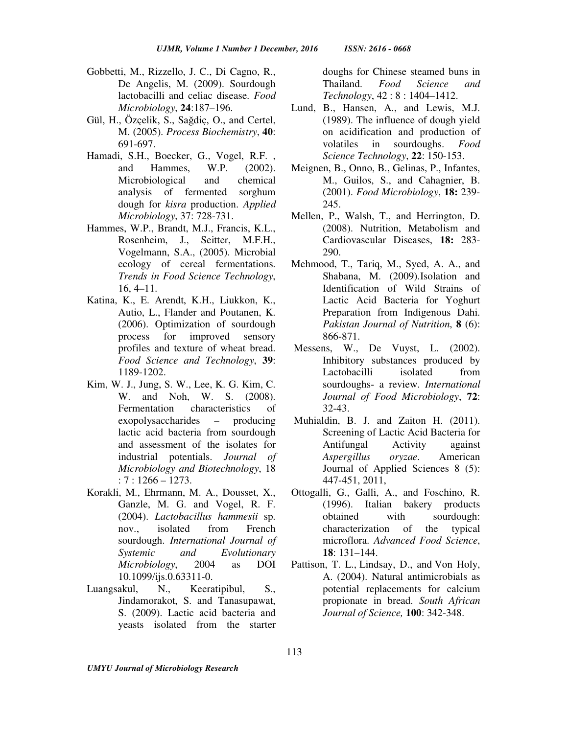Gobbetti, M., Rizzello, J. C., Di Cagno, R., De Angelis, M. (2009). Sourdough lactobacilli and celiac disease. *Food Microbiology*, **24**:187–196.

Gül, H., Özçelik, S., Sağdiç, O., and Certel, M. (2005). *Process Biochemistry*, **40**: 691-697.

Hamadi, S.H., Boecker, G., Vogel, R.F. , and Hammes, W.P. (2002). Microbiological and chemical analysis of fermented sorghum dough for *kisra* production. *Applied Microbiology*, 37: 728-731.

Hammes, W.P., Brandt, M.J., Francis, K.L., Rosenheim, J., Seitter, M.F.H., Vogelmann, S.A., (2005). Microbial ecology of cereal fermentations. *Trends in Food Science Technology*, 16, 4–11.

Katina, K., E. Arendt, K.H., Liukkon, K., Autio, L., Flander and Poutanen, K. (2006). Optimization of sourdough process for improved sensory profiles and texture of wheat bread. *Food Science and Technology*, **39**: 1189-1202.

Kim, W. J., Jung, S. W., Lee, K. G. Kim, C. W. and Noh, W. S. (2008). Fermentation characteristics of exopolysaccharides – producing lactic acid bacteria from sourdough and assessment of the isolates for industrial potentials. *Journal of Microbiology and Biotechnology*, 18 : 7 : 1266 – 1273.

Korakli, M., Ehrmann, M. A., Dousset, X., Ganzle, M. G. and Vogel, R. F. (2004). *Lactobacillus hammesii* sp. nov., isolated from French sourdough. *International Journal of Systemic and Evolutionary Microbiology*, 2004 as DOI 10.1099/ijs.0.63311-0.

Luangsakul, N., Keeratipibul, S., Jindamorakot, S. and Tanasupawat, S. (2009). Lactic acid bacteria and yeasts isolated from the starter doughs for Chinese steamed buns in Thailand. *Food Science and Technology*, 42 : 8 : 1404–1412.

Lund, B., Hansen, A., and Lewis, M.J. (1989). The influence of dough yield on acidification and production of volatiles in sourdoughs. *Food Science Technology*, **22**: 150-153.

Meignen, B., Onno, B., Gelinas, P., Infantes, M., Guilos, S., and Cahagnier, B. (2001). *Food Microbiology*, **18:** 239-245.

Mellen, P., Walsh, T., and Herrington, D. (2008). Nutrition, Metabolism and Cardiovascular Diseases, **18:** 283-290.

Mehmood, T., Tariq, M., Syed, A. A., and Shabana, M. (2009).Isolation and Identification of Wild Strains of Lactic Acid Bacteria for Yoghurt Preparation from Indigenous Dahi. *Pakistan Journal of Nutrition*, **8** (6): 866-871.

Messens, W., De Vuyst, L. (2002). Inhibitory substances produced by Lactobacilli isolated from sourdoughs- a review. *International Journal of Food Microbiology*, **72**: 32-43.

Muhialdin, B. J. and Zaiton H. (2011). Screening of Lactic Acid Bacteria for Antifungal Activity against *Aspergillus oryzae*. American Journal of Applied Sciences 8 (5): 447-451, 2011,

Ottogalli, G., Galli, A., and Foschino, R. (1996). Italian bakery products obtained with sourdough: characterization of the typical microflora. *Advanced Food Science*, **18**: 131–144.

Pattison, T. L., Lindsay, D., and Von Holy, A. (2004). Natural antimicrobials as potential replacements for calcium propionate in bread. *South African Journal of Science,* **100**: 342-348.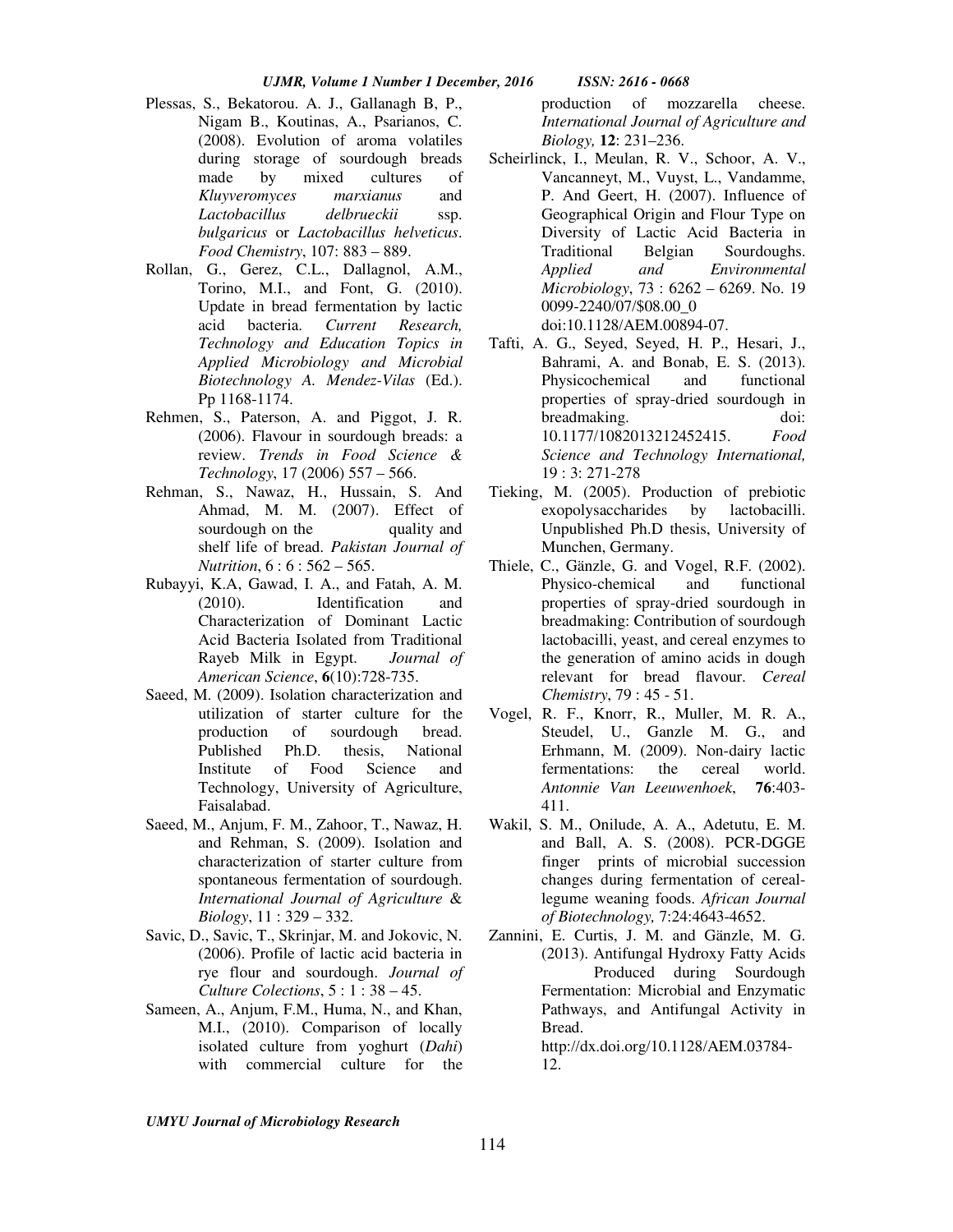Plessas, S., Bekatorou. A. J., Gallanagh B, P., Nigam B., Koutinas, A., Psarianos, C. (2008). Evolution of aroma volatiles during storage of sourdough breads made by mixed cultures of *Kluyveromyces marxianus* and *Lactobacillus delbrueckii* ssp. *bulgaricus* or *Lactobacillus helveticus*. *Food Chemistry*, 107: 883 – 889.

Rollan, G., Gerez, C.L., Dallagnol, A.M., Torino, M.I., and Font, G. (2010). Update in bread fermentation by lactic acid bacteria. *Current Research, Technology and Education Topics in Applied Microbiology and Microbial Biotechnology A. Mendez-Vilas* (Ed.). Pp 1168-1174.

Rehmen, S., Paterson, A. and Piggot, J. R. (2006). Flavour in sourdough breads: a review. *Trends in Food Science & Technology*, 17 (2006) 557 – 566.

Rehman, S., Nawaz, H., Hussain, S. And Ahmad, M. M. (2007). Effect of sourdough on the quality and shelf life of bread. *Pakistan Journal of Nutrition*, 6 : 6 : 562 – 565.

Rubayyi, K.A, Gawad, I. A., and Fatah, A. M. (2010). Identification and Characterization of Dominant Lactic Acid Bacteria Isolated from Traditional Rayeb Milk in Egypt. *Journal of American Science*, **6**(10):728-735.

Saeed, M. (2009). Isolation characterization and utilization of starter culture for the production of sourdough bread. Published Ph.D. thesis, National Institute of Food Science and Technology, University of Agriculture, Faisalabad.

Saeed, M., Anjum, F. M., Zahoor, T., Nawaz, H. and Rehman, S. (2009). Isolation and characterization of starter culture from spontaneous fermentation of sourdough. *International Journal of Agriculture & Biology*, 11 : 329 – 332.

Savic, D., Savic, T., Skrinjar, M. and Jokovic, N. (2006). Profile of lactic acid bacteria in rye flour and sourdough. *Journal of Culture Colections*, 5 : 1 : 38 – 45.

Sameen, A., Anjum, F.M., Huma, N., and Khan, M.I., (2010). Comparison of locally isolated culture from yoghurt (*Dahi*) with commercial culture for the production of mozzarella cheese. *International Journal of Agriculture and Biology,* **12**: 231–236.

Scheirlinck, I., Meulan, R. V., Schoor, A. V., Vancanneyt, M., Vuyst, L., Vandamme, P. And Geert, H. (2007). Influence of Geographical Origin and Flour Type on Diversity of Lactic Acid Bacteria in Traditional Belgian Sourdoughs. *Applied and Environmental Microbiology*, 73 : 6262 – 6269. No. 19 0099-2240/07/$08.00_0 doi:10.1128/AEM.00894-07.

Tafti, A. G., Seyed, Seyed, H. P., Hesari, J., Bahrami, A. and Bonab, E. S. (2013). Physicochemical and functional properties of spray-dried sourdough in breadmaking. doi: 10.1177/1082013212452415. *Food Science and Technology International,* 19 : 3: 271-278

Tieking, M. (2005). Production of prebiotic exopolysaccharides by lactobacilli. Unpublished Ph.D thesis, University of Munchen, Germany.

Thiele, C., Gänzle, G. and Vogel, R.F. (2002). Physico-chemical and functional properties of spray-dried sourdough in breadmaking: Contribution of sourdough lactobacilli, yeast, and cereal enzymes to the generation of amino acids in dough relevant for bread flavour. *Cereal Chemistry*, 79 : 45 - 51.

Vogel, R. F., Knorr, R., Muller, M. R. A., Steudel, U., Ganzle M. G., and Erhmann, M. (2009). Non-dairy lactic fermentations: the cereal world. *Antonnie Van Leeuwenhoek*, **76**:403-411.

Wakil, S. M., Onilude, A. A., Adetutu, E. M. and Ball, A. S. (2008). PCR-DGGE finger prints of microbial succession changes during fermentation of cereal-legume weaning foods. *African Journal of Biotechnology,* 7:24:4643-4652.

Zannini, E. Curtis, J. M. and Gänzle, M. G. (2013). Antifungal Hydroxy Fatty Acids Produced during Sourdough Fermentation: Microbial and Enzymatic Pathways, and Antifungal Activity in Bread. http://dx.doi.org/10.1128/AEM.03784-12.